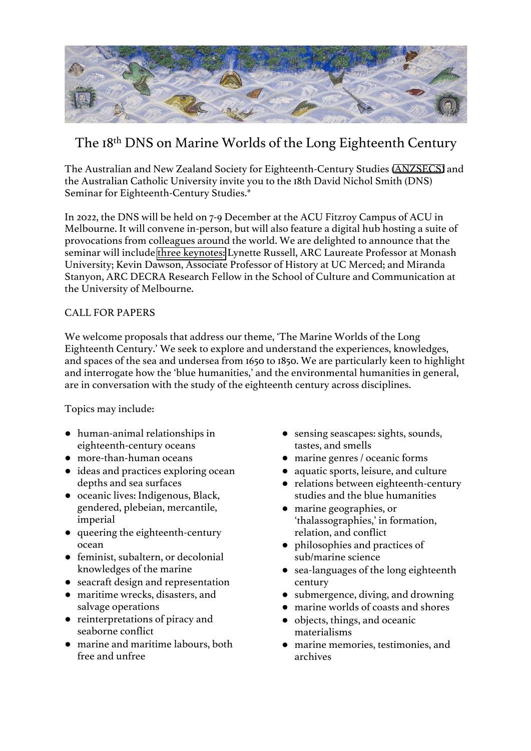# The 18th DNS on Marine Worlds of the Long Eighteenth Century

The Australian and New Zealand Society for Eighteenth-Century Studies (ANZSECS) and the Australian Catholic University invite you to the 18th David Nichol Smith (DNS) Seminar for Eighteenth-Century Studies.*

In 2022, the DNS will be held on 7-9 December at the ACU Fitzroy Campus of ACU in Melbourne. It will convene in-person, but will also feature a digital hub hosting a suite of provocations from colleagues around the world. We are delighted to announce that the seminar will include three keynotes: Lynette Russell, ARC Laureate Professor at Monash University; Kevin Dawson, Associate Professor of History at UC Merced; and Miranda Stanyon, ARC DECRA Research Fellow in the School of Culture and Communication at the University of Melbourne.

CALL FOR PAPERS

We welcome proposals that address our theme, 'The Marine Worlds of the Long Eighteenth Century.' We seek to explore and understand the experiences, knowledges, and spaces of the sea and undersea from 1650 to 1850. We are particularly keen to highlight and interrogate how the 'blue humanities,' and the environmental humanities in general, are in conversation with the study of the eighteenth century across disciplines.

Topics may include:

- human-animal relationships in eighteenth-century oceans
- more-than-human oceans
- ideas and practices exploring ocean depths and sea surfaces
- oceanic lives: Indigenous, Black, gendered, plebeian, mercantile, imperial
- queering the eighteenth-century ocean
- feminist, subaltern, or decolonial knowledges of the marine
- seacraft design and representation
- maritime wrecks, disasters, and salvage operations
- reinterpretations of piracy and seaborne conflict
- marine and maritime labours, both free and unfree
- sensing seascapes: sights, sounds, tastes, and smells
- marine genres / oceanic forms
- aquatic sports, leisure, and culture
- relations between eighteenth-century studies and the blue humanities
- marine geographies, or 'thalassographies,' in formation, relation, and conflict
- philosophies and practices of sub/marine science
- sea-languages of the long eighteenth century
- submergence, diving, and drowning
- marine worlds of coasts and shores
- objects, things, and oceanic materialisms
- marine memories, testimonies, and archives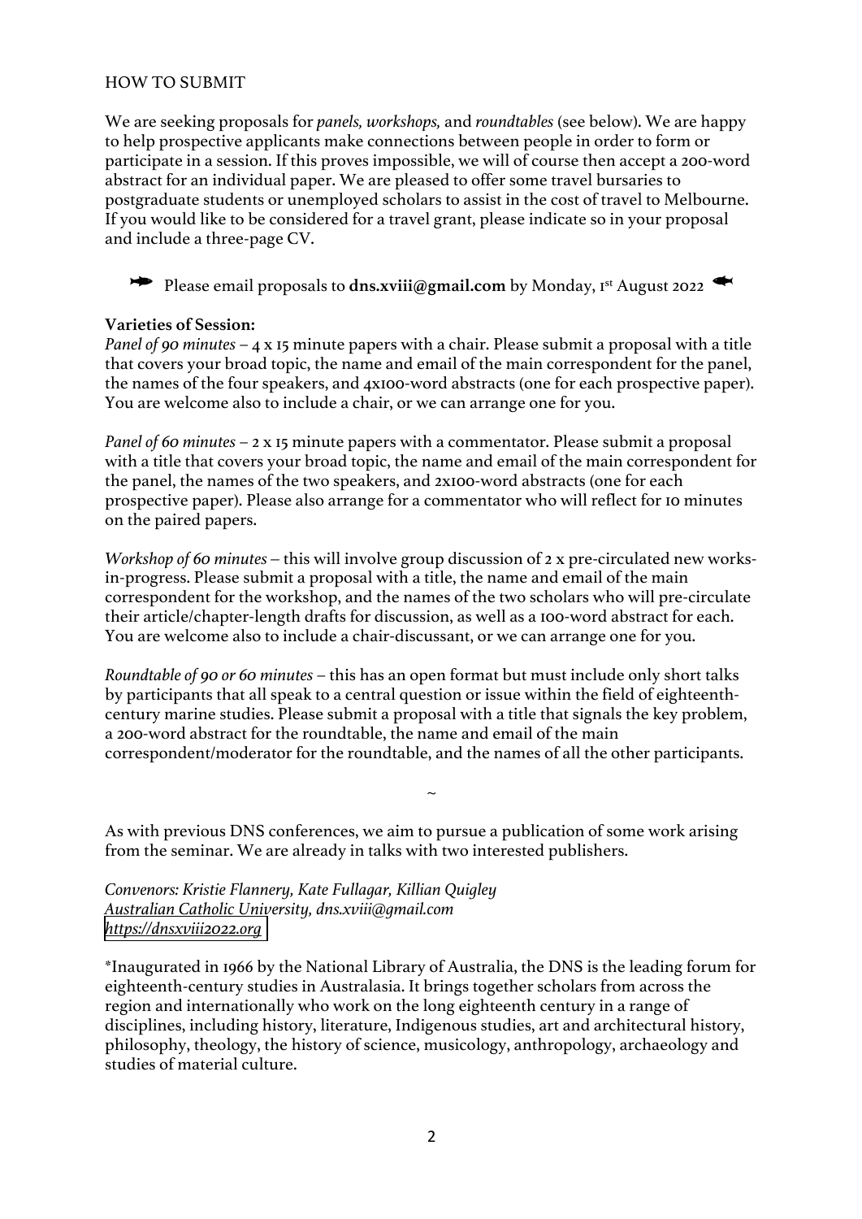HOW TO SUBMIT

We are seeking proposals for *panels, workshops,* and *roundtables* (see below). We are happy to help prospective applicants make connections between people in order to form or participate in a session. If this proves impossible, we will of course then accept a 200-word abstract for an individual paper. We are pleased to offer some travel bursaries to postgraduate students or unemployed scholars to assist in the cost of travel to Melbourne. If you would like to be considered for a travel grant, please indicate so in your proposal and include a three-page CV.

Please email proposals to **dns.xviii@gmail.com** by Monday, 1st August 2022

**Varieties of Session:**

*Panel of 90 minutes* – 4 x 15 minute papers with a chair. Please submit a proposal with a title that covers your broad topic, the name and email of the main correspondent for the panel, the names of the four speakers, and 4x100-word abstracts (one for each prospective paper). You are welcome also to include a chair, or we can arrange one for you.

*Panel of 60 minutes* – 2 x 15 minute papers with a commentator. Please submit a proposal with a title that covers your broad topic, the name and email of the main correspondent for the panel, the names of the two speakers, and 2x100-word abstracts (one for each prospective paper). Please also arrange for a commentator who will reflect for 10 minutes on the paired papers.

*Workshop of 60 minutes* – this will involve group discussion of 2 x pre-circulated new works-in-progress. Please submit a proposal with a title, the name and email of the main correspondent for the workshop, and the names of the two scholars who will pre-circulate their article/chapter-length drafts for discussion, as well as a 100-word abstract for each. You are welcome also to include a chair-discussant, or we can arrange one for you.

*Roundtable of 90 or 60 minutes* – this has an open format but must include only short talks by participants that all speak to a central question or issue within the field of eighteenth-century marine studies. Please submit a proposal with a title that signals the key problem, a 200-word abstract for the roundtable, the name and email of the main correspondent/moderator for the roundtable, and the names of all the other participants.

~

As with previous DNS conferences, we aim to pursue a publication of some work arising from the seminar. We are already in talks with two interested publishers.

*Convenors: Kristie Flannery, Kate Fullagar, Killian Quigley*
*Australian Catholic University, dns.xviii@gmail.com*
*https://dnsxviii2022.org*

*Inaugurated in 1966 by the National Library of Australia, the DNS is the leading forum for eighteenth-century studies in Australasia. It brings together scholars from across the region and internationally who work on the long eighteenth century in a range of disciplines, including history, literature, Indigenous studies, art and architectural history, philosophy, theology, the history of science, musicology, anthropology, archaeology and studies of material culture.